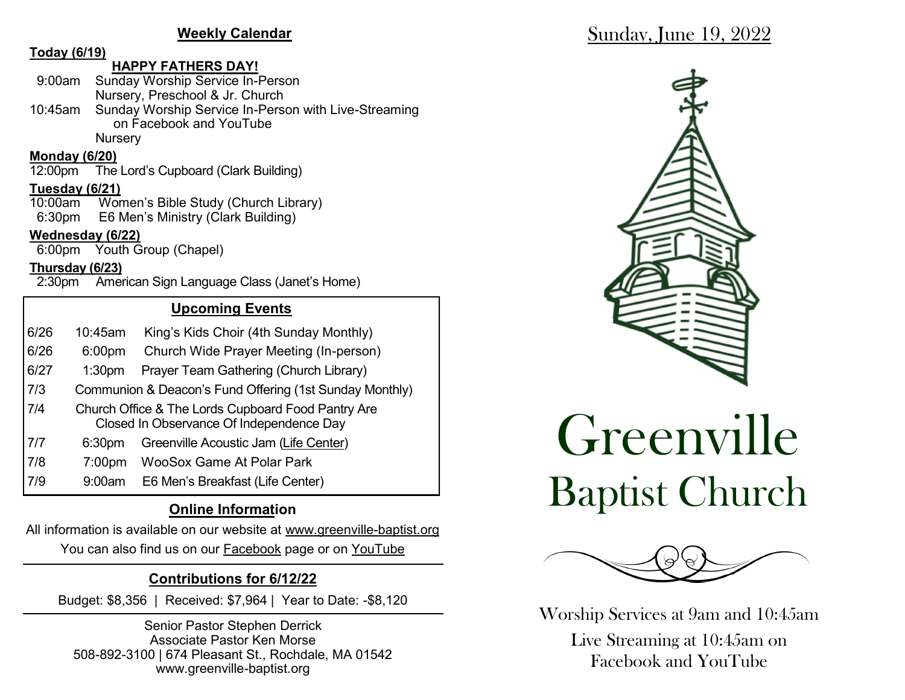## Weekly Calendar

**Today (6/19)**

**HAPPY FATHERS DAY!**

9:00am Sunday Worship Service In-Person
Nursery, Preschool & Jr. Church

10:45am Sunday Worship Service In-Person with Live-Streaming on Facebook and YouTube
Nursery

**Monday (6/20)**

12:00pm The Lord's Cupboard (Clark Building)

**Tuesday (6/21)**

10:00am Women's Bible Study (Church Library)

6:30pm E6 Men's Ministry (Clark Building)

**Wednesday (6/22)**

6:00pm Youth Group (Chapel)

**Thursday (6/23)**

2:30pm American Sign Language Class (Janet's Home)

## Upcoming Events

| | | |
|---|---|---|
| 6/26 | 10:45am | King's Kids Choir (4th Sunday Monthly) |
| 6/26 | 6:00pm | Church Wide Prayer Meeting (In-person) |
| 6/27 | 1:30pm | Prayer Team Gathering (Church Library) |
| 7/3 | | Communion & Deacon's Fund Offering (1st Sunday Monthly) |
| 7/4 | | Church Office & The Lords Cupboard Food Pantry Are Closed In Observance Of Independence Day |
| 7/7 | 6:30pm | Greenville Acoustic Jam (Life Center) |
| 7/8 | 7:00pm | WooSox Game At Polar Park |
| 7/9 | 9:00am | E6 Men's Breakfast (Life Center) |

## Online Information

All information is available on our website at www.greenville-baptist.org

You can also find us on our Facebook page or on YouTube

## Contributions for 6/12/22

Budget: $8,356 | Received: $7,964 | Year to Date: -$8,120

Senior Pastor Stephen Derrick
Associate Pastor Ken Morse
508-892-3100 | 674 Pleasant St., Rochdale, MA 01542
www.greenville-baptist.org

Sunday, June 19, 2022

# Greenville Baptist Church

Worship Services at 9am and 10:45am

Live Streaming at 10:45am on Facebook and YouTube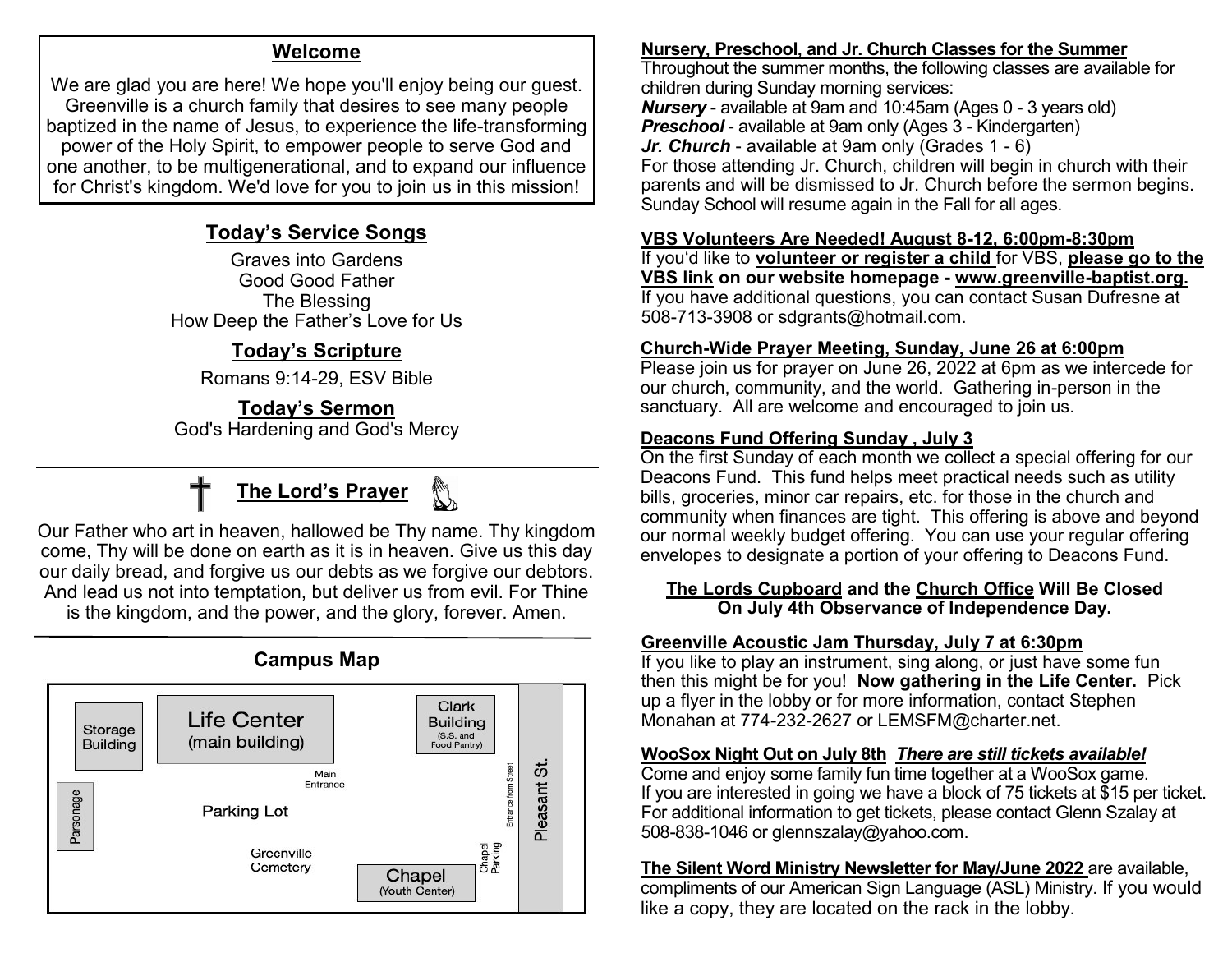## Welcome

We are glad you are here! We hope you'll enjoy being our guest. Greenville is a church family that desires to see many people baptized in the name of Jesus, to experience the life-transforming power of the Holy Spirit, to empower people to serve God and one another, to be multigenerational, and to expand our influence for Christ's kingdom. We'd love for you to join us in this mission!

## Today's Service Songs

Graves into Gardens
Good Good Father
The Blessing
How Deep the Father's Love for Us

## Today's Scripture

Romans 9:14-29, ESV Bible

## Today's Sermon

God's Hardening and God's Mercy

## The Lord's Prayer

Our Father who art in heaven, hallowed be Thy name. Thy kingdom come, Thy will be done on earth as it is in heaven. Give us this day our daily bread, and forgive us our debts as we forgive our debtors. And lead us not into temptation, but deliver us from evil. For Thine is the kingdom, and the power, and the glory, forever. Amen.

## Campus Map

Storage Building
Life Center (main building)
Clark Building (S.S. and Food Pantry)
Parsonage
Main Entrance
Parking Lot
Entrance from Street
Pleasant St.
Greenville Cemetery
Chapel Parking
Chapel (Youth Center)

## Nursery, Preschool, and Jr. Church Classes for the Summer

Throughout the summer months, the following classes are available for children during Sunday morning services:

***Nursery*** - available at 9am and 10:45am (Ages 0 - 3 years old)
***Preschool*** - available at 9am only (Ages 3 - Kindergarten)
***Jr. Church*** - available at 9am only (Grades 1 - 6)

For those attending Jr. Church, children will begin in church with their parents and will be dismissed to Jr. Church before the sermon begins. Sunday School will resume again in the Fall for all ages.

## VBS Volunteers Are Needed! August 8-12, 6:00pm-8:30pm

If you'd like to **volunteer or register a child** for VBS, **please go to the VBS link on our website homepage - www.greenville-baptist.org.** If you have additional questions, you can contact Susan Dufresne at 508-713-3908 or sdgrants@hotmail.com.

## Church-Wide Prayer Meeting, Sunday, June 26 at 6:00pm

Please join us for prayer on June 26, 2022 at 6pm as we intercede for our church, community, and the world. Gathering in-person in the sanctuary. All are welcome and encouraged to join us.

## Deacons Fund Offering Sunday , July 3

On the first Sunday of each month we collect a special offering for our Deacons Fund. This fund helps meet practical needs such as utility bills, groceries, minor car repairs, etc. for those in the church and community when finances are tight. This offering is above and beyond our normal weekly budget offering. You can use your regular offering envelopes to designate a portion of your offering to Deacons Fund.

**The Lords Cupboard and the Church Office Will Be Closed On July 4th Observance of Independence Day.**

## Greenville Acoustic Jam Thursday, July 7 at 6:30pm

If you like to play an instrument, sing along, or just have some fun then this might be for you! **Now gathering in the Life Center.** Pick up a flyer in the lobby or for more information, contact Stephen Monahan at 774-232-2627 or LEMSFM@charter.net.

## WooSox Night Out on July 8th *There are still tickets available!*

Come and enjoy some family fun time together at a WooSox game. If you are interested in going we have a block of 75 tickets at $15 per ticket. For additional information to get tickets, please contact Glenn Szalay at 508-838-1046 or glennszalay@yahoo.com.

**The Silent Word Ministry Newsletter for May/June 2022** are available, compliments of our American Sign Language (ASL) Ministry. If you would like a copy, they are located on the rack in the lobby.